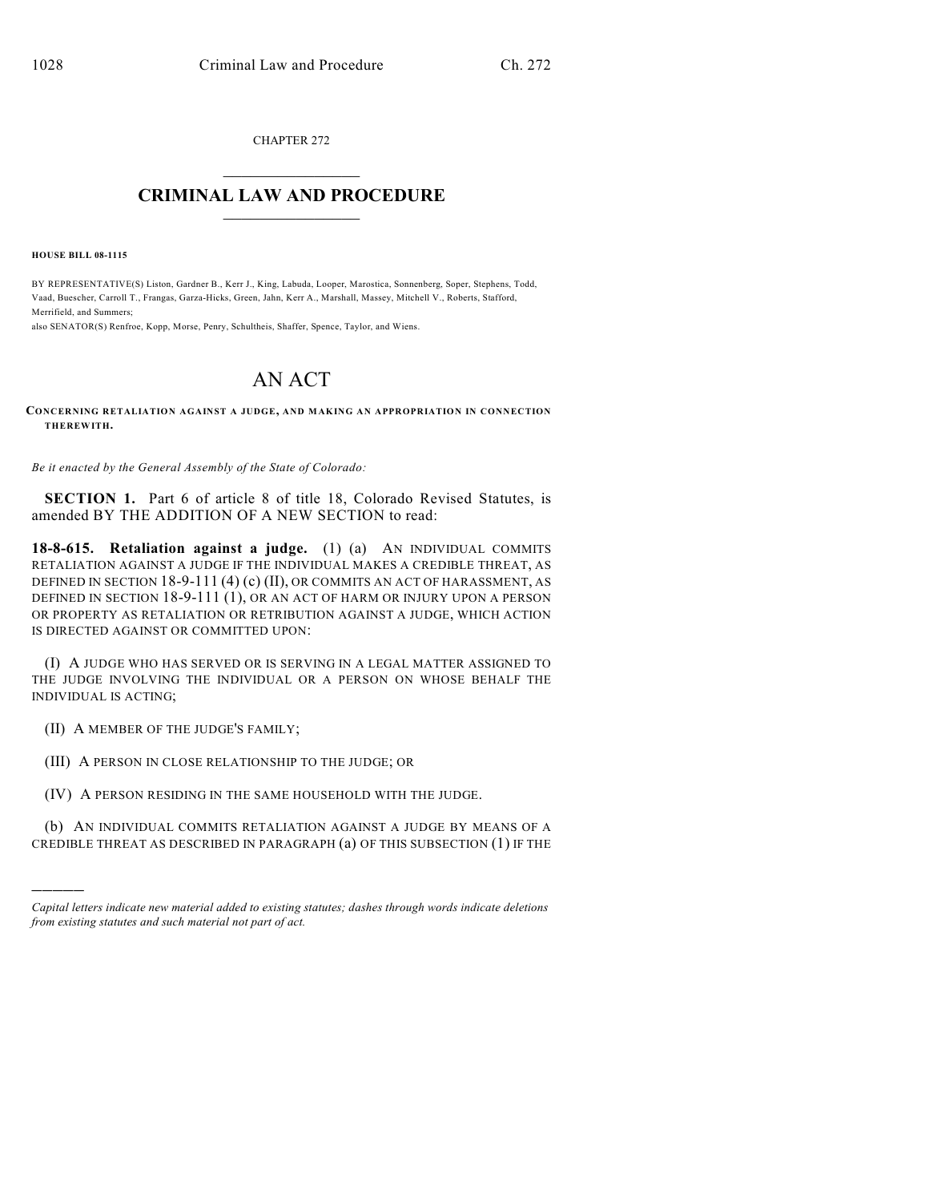CHAPTER 272

# CRIMINAL LAW AND PROCEDURE

**HOUSE BILL 08-1115**

BY REPRESENTATIVE(S) Liston, Gardner B., Kerr J., King, Labuda, Looper, Marostica, Sonnenberg, Soper, Stephens, Todd, Vaad, Buescher, Carroll T., Frangas, Garza-Hicks, Green, Jahn, Kerr A., Marshall, Massey, Mitchell V., Roberts, Stafford, Merrifield, and Summers;
also SENATOR(S) Renfroe, Kopp, Morse, Penry, Schultheis, Shaffer, Spence, Taylor, and Wiens.

# AN ACT

**CONCERNING RETALIATION AGAINST A JUDGE, AND MAKING AN APPROPRIATION IN CONNECTION THEREWITH.**

*Be it enacted by the General Assembly of the State of Colorado:*

**SECTION 1.** Part 6 of article 8 of title 18, Colorado Revised Statutes, is amended BY THE ADDITION OF A NEW SECTION to read:

**18-8-615. Retaliation against a judge.** (1) (a) AN INDIVIDUAL COMMITS RETALIATION AGAINST A JUDGE IF THE INDIVIDUAL MAKES A CREDIBLE THREAT, AS DEFINED IN SECTION 18-9-111 (4) (c) (II), OR COMMITS AN ACT OF HARASSMENT, AS DEFINED IN SECTION 18-9-111 (1), OR AN ACT OF HARM OR INJURY UPON A PERSON OR PROPERTY AS RETALIATION OR RETRIBUTION AGAINST A JUDGE, WHICH ACTION IS DIRECTED AGAINST OR COMMITTED UPON:

(I) A JUDGE WHO HAS SERVED OR IS SERVING IN A LEGAL MATTER ASSIGNED TO THE JUDGE INVOLVING THE INDIVIDUAL OR A PERSON ON WHOSE BEHALF THE INDIVIDUAL IS ACTING;

(II) A MEMBER OF THE JUDGE'S FAMILY;

(III) A PERSON IN CLOSE RELATIONSHIP TO THE JUDGE; OR

(IV) A PERSON RESIDING IN THE SAME HOUSEHOLD WITH THE JUDGE.

(b) AN INDIVIDUAL COMMITS RETALIATION AGAINST A JUDGE BY MEANS OF A CREDIBLE THREAT AS DESCRIBED IN PARAGRAPH (a) OF THIS SUBSECTION (1) IF THE

---

*Capital letters indicate new material added to existing statutes; dashes through words indicate deletions from existing statutes and such material not part of act.*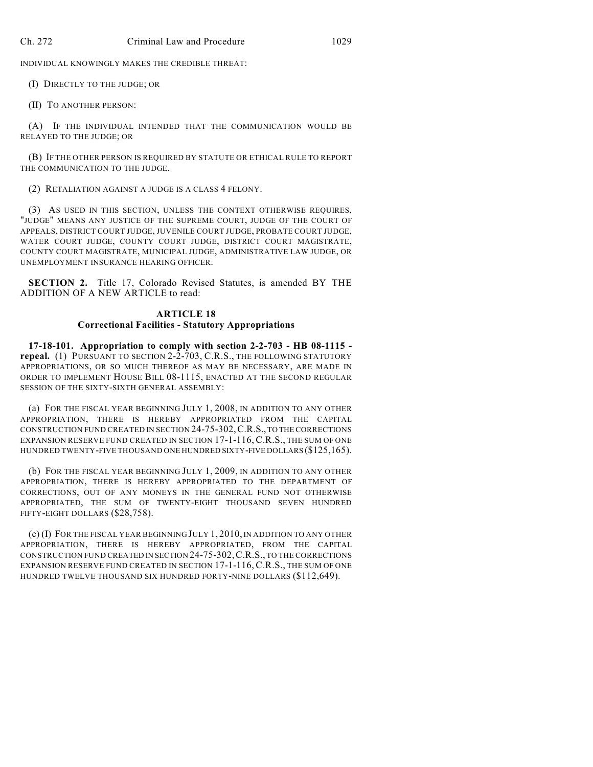INDIVIDUAL KNOWINGLY MAKES THE CREDIBLE THREAT:

(I) DIRECTLY TO THE JUDGE; OR

(II) TO ANOTHER PERSON:

(A) IF THE INDIVIDUAL INTENDED THAT THE COMMUNICATION WOULD BE RELAYED TO THE JUDGE; OR

(B) IF THE OTHER PERSON IS REQUIRED BY STATUTE OR ETHICAL RULE TO REPORT THE COMMUNICATION TO THE JUDGE.

(2) RETALIATION AGAINST A JUDGE IS A CLASS 4 FELONY.

(3) AS USED IN THIS SECTION, UNLESS THE CONTEXT OTHERWISE REQUIRES, "JUDGE" MEANS ANY JUSTICE OF THE SUPREME COURT, JUDGE OF THE COURT OF APPEALS, DISTRICT COURT JUDGE, JUVENILE COURT JUDGE, PROBATE COURT JUDGE, WATER COURT JUDGE, COUNTY COURT JUDGE, DISTRICT COURT MAGISTRATE, COUNTY COURT MAGISTRATE, MUNICIPAL JUDGE, ADMINISTRATIVE LAW JUDGE, OR UNEMPLOYMENT INSURANCE HEARING OFFICER.

**SECTION 2.** Title 17, Colorado Revised Statutes, is amended BY THE ADDITION OF A NEW ARTICLE to read:

## ARTICLE 18
## Correctional Facilities - Statutory Appropriations

**17-18-101. Appropriation to comply with section 2-2-703 - HB 08-1115 - repeal.** (1) PURSUANT TO SECTION 2-2-703, C.R.S., THE FOLLOWING STATUTORY APPROPRIATIONS, OR SO MUCH THEREOF AS MAY BE NECESSARY, ARE MADE IN ORDER TO IMPLEMENT HOUSE BILL 08-1115, ENACTED AT THE SECOND REGULAR SESSION OF THE SIXTY-SIXTH GENERAL ASSEMBLY:

(a) FOR THE FISCAL YEAR BEGINNING JULY 1, 2008, IN ADDITION TO ANY OTHER APPROPRIATION, THERE IS HEREBY APPROPRIATED FROM THE CAPITAL CONSTRUCTION FUND CREATED IN SECTION 24-75-302, C.R.S., TO THE CORRECTIONS EXPANSION RESERVE FUND CREATED IN SECTION 17-1-116, C.R.S., THE SUM OF ONE HUNDRED TWENTY-FIVE THOUSAND ONE HUNDRED SIXTY-FIVE DOLLARS ($125,165).

(b) FOR THE FISCAL YEAR BEGINNING JULY 1, 2009, IN ADDITION TO ANY OTHER APPROPRIATION, THERE IS HEREBY APPROPRIATED TO THE DEPARTMENT OF CORRECTIONS, OUT OF ANY MONEYS IN THE GENERAL FUND NOT OTHERWISE APPROPRIATED, THE SUM OF TWENTY-EIGHT THOUSAND SEVEN HUNDRED FIFTY-EIGHT DOLLARS ($28,758).

(c) (I) FOR THE FISCAL YEAR BEGINNING JULY 1, 2010, IN ADDITION TO ANY OTHER APPROPRIATION, THERE IS HEREBY APPROPRIATED, FROM THE CAPITAL CONSTRUCTION FUND CREATED IN SECTION 24-75-302, C.R.S., TO THE CORRECTIONS EXPANSION RESERVE FUND CREATED IN SECTION 17-1-116, C.R.S., THE SUM OF ONE HUNDRED TWELVE THOUSAND SIX HUNDRED FORTY-NINE DOLLARS ($112,649).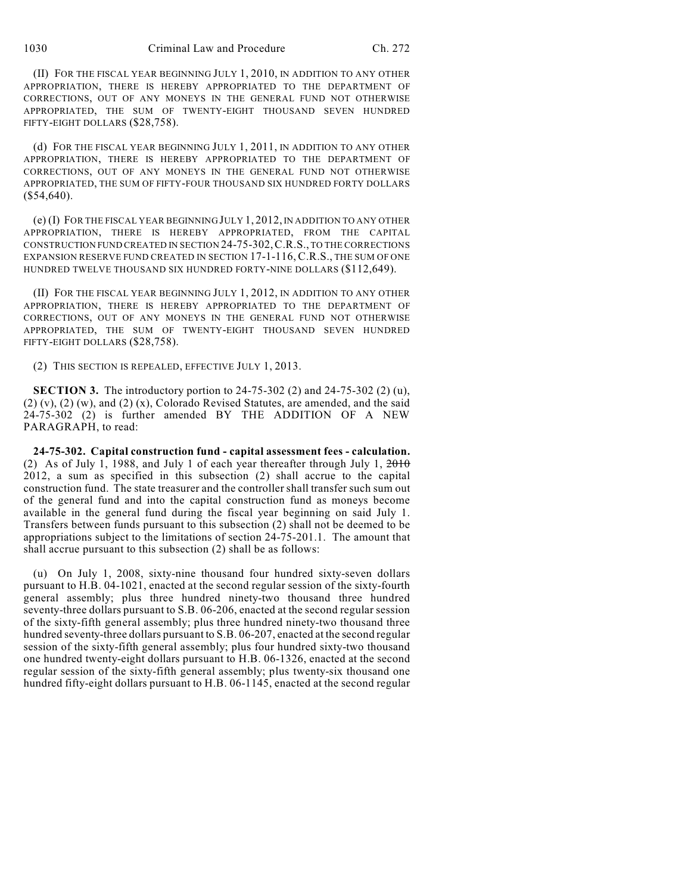(II) FOR THE FISCAL YEAR BEGINNING JULY 1, 2010, IN ADDITION TO ANY OTHER APPROPRIATION, THERE IS HEREBY APPROPRIATED TO THE DEPARTMENT OF CORRECTIONS, OUT OF ANY MONEYS IN THE GENERAL FUND NOT OTHERWISE APPROPRIATED, THE SUM OF TWENTY-EIGHT THOUSAND SEVEN HUNDRED FIFTY-EIGHT DOLLARS ($28,758).

(d) FOR THE FISCAL YEAR BEGINNING JULY 1, 2011, IN ADDITION TO ANY OTHER APPROPRIATION, THERE IS HEREBY APPROPRIATED TO THE DEPARTMENT OF CORRECTIONS, OUT OF ANY MONEYS IN THE GENERAL FUND NOT OTHERWISE APPROPRIATED, THE SUM OF FIFTY-FOUR THOUSAND SIX HUNDRED FORTY DOLLARS ($54,640).

(e) (I) FOR THE FISCAL YEAR BEGINNING JULY 1, 2012, IN ADDITION TO ANY OTHER APPROPRIATION, THERE IS HEREBY APPROPRIATED, FROM THE CAPITAL CONSTRUCTION FUND CREATED IN SECTION 24-75-302, C.R.S., TO THE CORRECTIONS EXPANSION RESERVE FUND CREATED IN SECTION 17-1-116, C.R.S., THE SUM OF ONE HUNDRED TWELVE THOUSAND SIX HUNDRED FORTY-NINE DOLLARS ($112,649).

(II) FOR THE FISCAL YEAR BEGINNING JULY 1, 2012, IN ADDITION TO ANY OTHER APPROPRIATION, THERE IS HEREBY APPROPRIATED TO THE DEPARTMENT OF CORRECTIONS, OUT OF ANY MONEYS IN THE GENERAL FUND NOT OTHERWISE APPROPRIATED, THE SUM OF TWENTY-EIGHT THOUSAND SEVEN HUNDRED FIFTY-EIGHT DOLLARS ($28,758).

(2) THIS SECTION IS REPEALED, EFFECTIVE JULY 1, 2013.

**SECTION 3.** The introductory portion to 24-75-302 (2) and 24-75-302 (2) (u), (2) (v), (2) (w), and (2) (x), Colorado Revised Statutes, are amended, and the said 24-75-302 (2) is further amended BY THE ADDITION OF A NEW PARAGRAPH, to read:

**24-75-302. Capital construction fund - capital assessment fees - calculation.** (2) As of July 1, 1988, and July 1 of each year thereafter through July 1, ~~2010~~ 2012, a sum as specified in this subsection (2) shall accrue to the capital construction fund. The state treasurer and the controller shall transfer such sum out of the general fund and into the capital construction fund as moneys become available in the general fund during the fiscal year beginning on said July 1. Transfers between funds pursuant to this subsection (2) shall not be deemed to be appropriations subject to the limitations of section 24-75-201.1. The amount that shall accrue pursuant to this subsection (2) shall be as follows:

(u) On July 1, 2008, sixty-nine thousand four hundred sixty-seven dollars pursuant to H.B. 04-1021, enacted at the second regular session of the sixty-fourth general assembly; plus three hundred ninety-two thousand three hundred seventy-three dollars pursuant to S.B. 06-206, enacted at the second regular session of the sixty-fifth general assembly; plus three hundred ninety-two thousand three hundred seventy-three dollars pursuant to S.B. 06-207, enacted at the second regular session of the sixty-fifth general assembly; plus four hundred sixty-two thousand one hundred twenty-eight dollars pursuant to H.B. 06-1326, enacted at the second regular session of the sixty-fifth general assembly; plus twenty-six thousand one hundred fifty-eight dollars pursuant to H.B. 06-1145, enacted at the second regular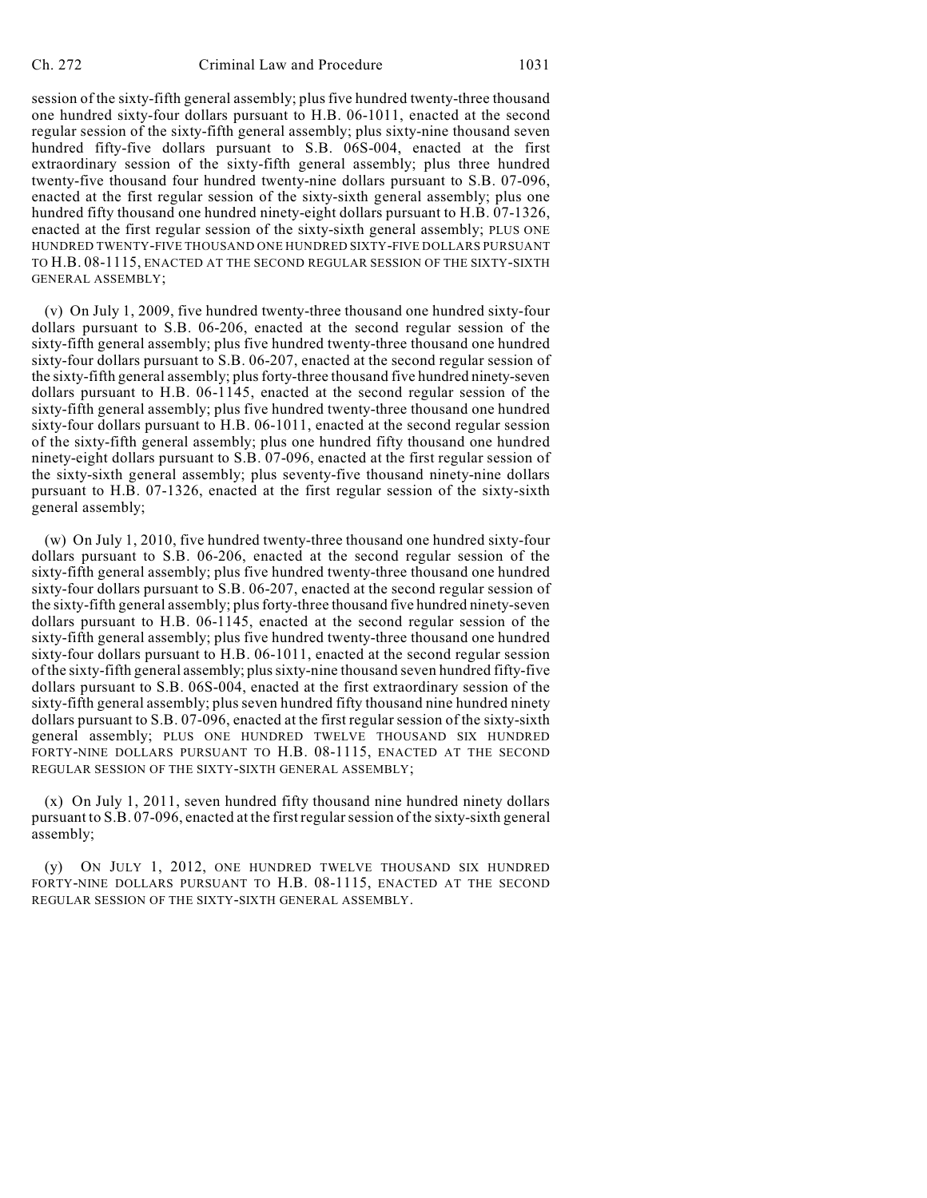session of the sixty-fifth general assembly; plus five hundred twenty-three thousand one hundred sixty-four dollars pursuant to H.B. 06-1011, enacted at the second regular session of the sixty-fifth general assembly; plus sixty-nine thousand seven hundred fifty-five dollars pursuant to S.B. 06S-004, enacted at the first extraordinary session of the sixty-fifth general assembly; plus three hundred twenty-five thousand four hundred twenty-nine dollars pursuant to S.B. 07-096, enacted at the first regular session of the sixty-sixth general assembly; plus one hundred fifty thousand one hundred ninety-eight dollars pursuant to H.B. 07-1326, enacted at the first regular session of the sixty-sixth general assembly; PLUS ONE HUNDRED TWENTY-FIVE THOUSAND ONE HUNDRED SIXTY-FIVE DOLLARS PURSUANT TO H.B. 08-1115, ENACTED AT THE SECOND REGULAR SESSION OF THE SIXTY-SIXTH GENERAL ASSEMBLY;

(v) On July 1, 2009, five hundred twenty-three thousand one hundred sixty-four dollars pursuant to S.B. 06-206, enacted at the second regular session of the sixty-fifth general assembly; plus five hundred twenty-three thousand one hundred sixty-four dollars pursuant to S.B. 06-207, enacted at the second regular session of the sixty-fifth general assembly; plus forty-three thousand five hundred ninety-seven dollars pursuant to H.B. 06-1145, enacted at the second regular session of the sixty-fifth general assembly; plus five hundred twenty-three thousand one hundred sixty-four dollars pursuant to H.B. 06-1011, enacted at the second regular session of the sixty-fifth general assembly; plus one hundred fifty thousand one hundred ninety-eight dollars pursuant to S.B. 07-096, enacted at the first regular session of the sixty-sixth general assembly; plus seventy-five thousand ninety-nine dollars pursuant to H.B. 07-1326, enacted at the first regular session of the sixty-sixth general assembly;

(w) On July 1, 2010, five hundred twenty-three thousand one hundred sixty-four dollars pursuant to S.B. 06-206, enacted at the second regular session of the sixty-fifth general assembly; plus five hundred twenty-three thousand one hundred sixty-four dollars pursuant to S.B. 06-207, enacted at the second regular session of the sixty-fifth general assembly; plus forty-three thousand five hundred ninety-seven dollars pursuant to H.B. 06-1145, enacted at the second regular session of the sixty-fifth general assembly; plus five hundred twenty-three thousand one hundred sixty-four dollars pursuant to H.B. 06-1011, enacted at the second regular session of the sixty-fifth general assembly; plus sixty-nine thousand seven hundred fifty-five dollars pursuant to S.B. 06S-004, enacted at the first extraordinary session of the sixty-fifth general assembly; plus seven hundred fifty thousand nine hundred ninety dollars pursuant to S.B. 07-096, enacted at the first regular session of the sixty-sixth general assembly; PLUS ONE HUNDRED TWELVE THOUSAND SIX HUNDRED FORTY-NINE DOLLARS PURSUANT TO H.B. 08-1115, ENACTED AT THE SECOND REGULAR SESSION OF THE SIXTY-SIXTH GENERAL ASSEMBLY;

(x) On July 1, 2011, seven hundred fifty thousand nine hundred ninety dollars pursuant to S.B. 07-096, enacted at the first regular session of the sixty-sixth general assembly;

(y) ON JULY 1, 2012, ONE HUNDRED TWELVE THOUSAND SIX HUNDRED FORTY-NINE DOLLARS PURSUANT TO H.B. 08-1115, ENACTED AT THE SECOND REGULAR SESSION OF THE SIXTY-SIXTH GENERAL ASSEMBLY.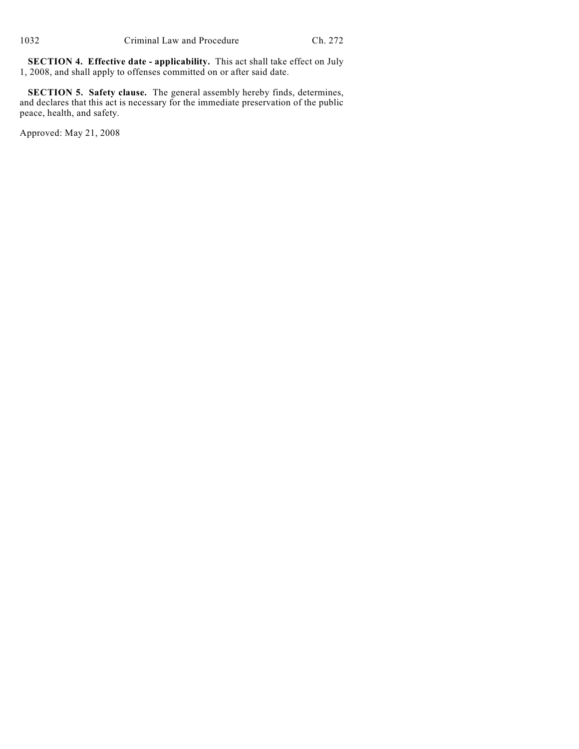**SECTION 4. Effective date - applicability.** This act shall take effect on July 1, 2008, and shall apply to offenses committed on or after said date.

**SECTION 5. Safety clause.** The general assembly hereby finds, determines, and declares that this act is necessary for the immediate preservation of the public peace, health, and safety.

Approved: May 21, 2008